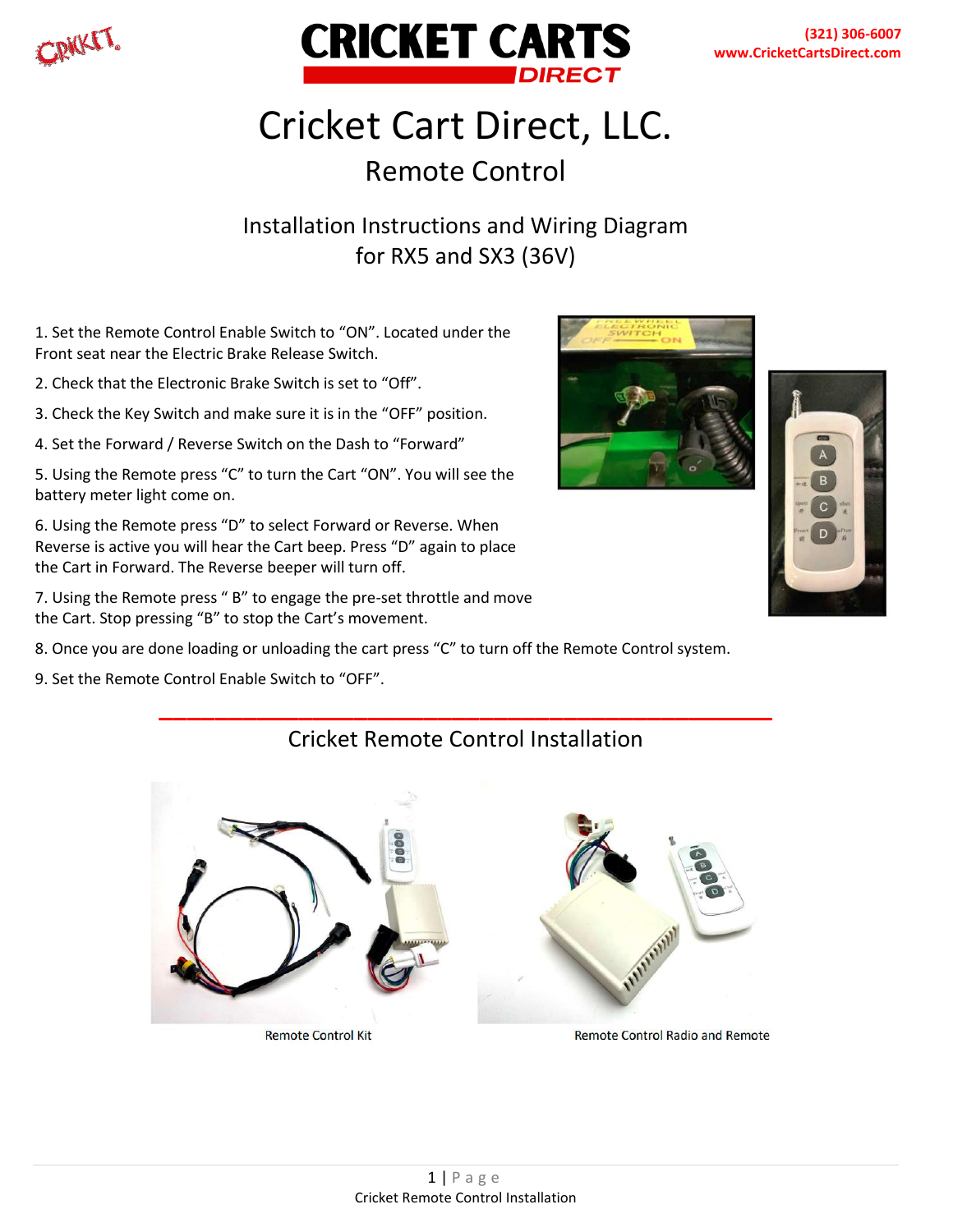# CRICKET CARTS DIRECT

(321) 306-6007
www.CricketCartsDirect.com

# Cricket Cart Direct, LLC.

## Remote Control

### Installation Instructions and Wiring Diagram for RX5 and SX3 (36V)

1. Set the Remote Control Enable Switch to “ON”. Located under the Front seat near the Electric Brake Release Switch.
2. Check that the Electronic Brake Switch is set to “Off”.
3. Check the Key Switch and make sure it is in the “OFF” position.
4. Set the Forward / Reverse Switch on the Dash to “Forward”
5. Using the Remote press “C” to turn the Cart “ON”. You will see the battery meter light come on.
6. Using the Remote press “D” to select Forward or Reverse. When Reverse is active you will hear the Cart beep. Press “D” again to place the Cart in Forward. The Reverse beeper will turn off.
7. Using the Remote press “ B” to engage the pre-set throttle and move the Cart. Stop pressing “B” to stop the Cart’s movement.
8. Once you are done loading or unloading the cart press “C” to turn off the Remote Control system.
9. Set the Remote Control Enable Switch to “OFF”.

## Cricket Remote Control Installation

Remote Control Kit

Remote Control Radio and Remote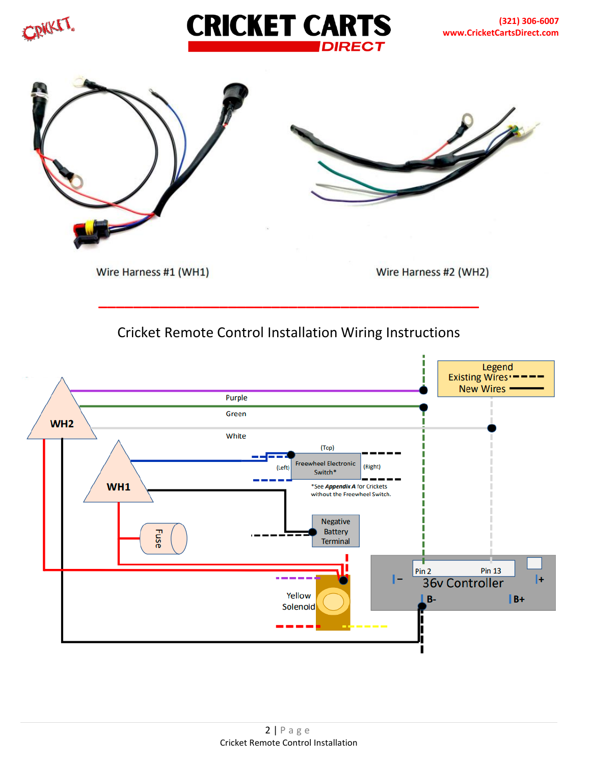Wire Harness #1 (WH1)

Wire Harness #2 (WH2)

## Cricket Remote Control Installation Wiring Instructions

Legend
Existing Wires
New Wires

WH2

Purple

Green

White

WH1

(Top)

(Left) Freewheel Electronic Switch* (Right)

*See ***Appendix A*** for Crickets without the Freewheel Switch.

Negative Battery Terminal

Fuse

Yellow Solenoid

Pin 2 Pin 13

36v Controller

– +

B- B+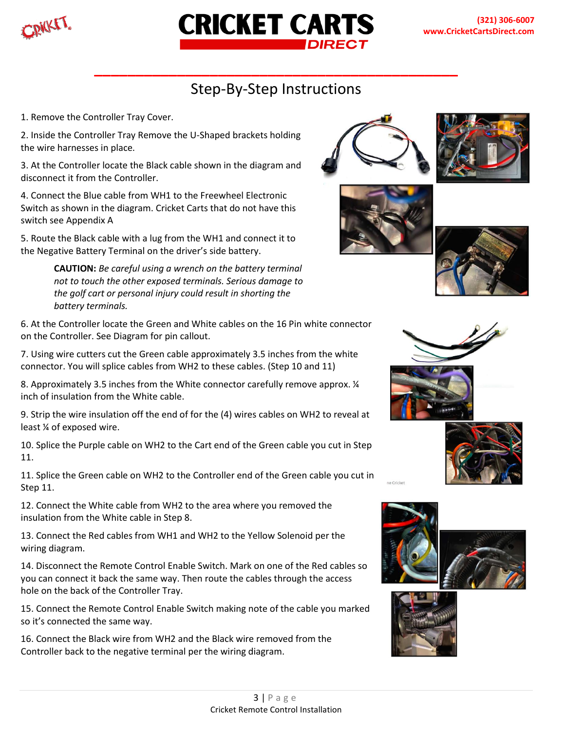## Step-By-Step Instructions

1. Remove the Controller Tray Cover.

2. Inside the Controller Tray Remove the U-Shaped brackets holding the wire harnesses in place.

3. At the Controller locate the Black cable shown in the diagram and disconnect it from the Controller.

4. Connect the Blue cable from WH1 to the Freewheel Electronic Switch as shown in the diagram. Cricket Carts that do not have this switch see Appendix A

5. Route the Black cable with a lug from the WH1 and connect it to the Negative Battery Terminal on the driver's side battery.

> **CAUTION:** *Be careful using a wrench on the battery terminal not to touch the other exposed terminals. Serious damage to the golf cart or personal injury could result in shorting the battery terminals.*

6. At the Controller locate the Green and White cables on the 16 Pin white connector on the Controller. See Diagram for pin callout.

7. Using wire cutters cut the Green cable approximately 3.5 inches from the white connector. You will splice cables from WH2 to these cables. (Step 10 and 11)

8. Approximately 3.5 inches from the White connector carefully remove approx. ¼ inch of insulation from the White cable.

9. Strip the wire insulation off the end of for the (4) wires cables on WH2 to reveal at least ¼ of exposed wire.

10. Splice the Purple cable on WH2 to the Cart end of the Green cable you cut in Step 11.

11. Splice the Green cable on WH2 to the Controller end of the Green cable you cut in Step 11.

12. Connect the White cable from WH2 to the area where you removed the insulation from the White cable in Step 8.

13. Connect the Red cables from WH1 and WH2 to the Yellow Solenoid per the wiring diagram.

14. Disconnect the Remote Control Enable Switch. Mark on one of the Red cables so you can connect it back the same way. Then route the cables through the access hole on the back of the Controller Tray.

15. Connect the Remote Control Enable Switch making note of the cable you marked so it's connected the same way.

16. Connect the Black wire from WH2 and the Black wire removed from the Controller back to the negative terminal per the wiring diagram.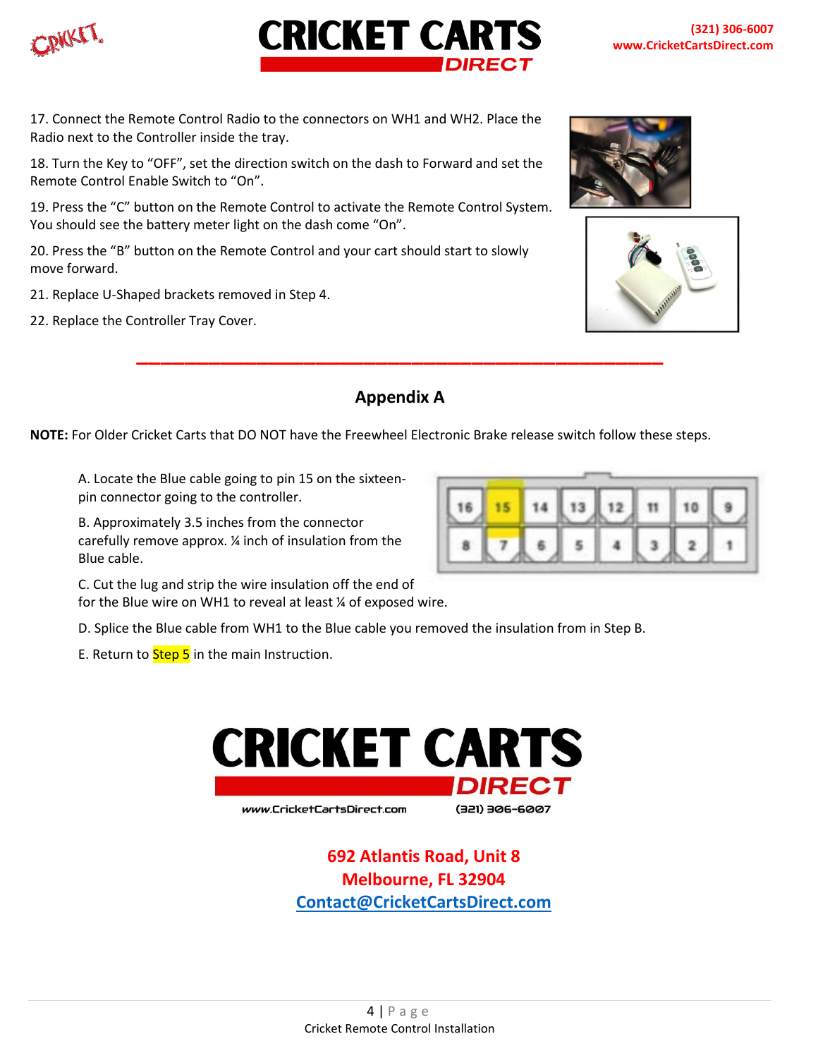17. Connect the Remote Control Radio to the connectors on WH1 and WH2. Place the Radio next to the Controller inside the tray.

18. Turn the Key to "OFF", set the direction switch on the dash to Forward and set the Remote Control Enable Switch to "On".

19. Press the "C" button on the Remote Control to activate the Remote Control System. You should see the battery meter light on the dash come "On".

20. Press the "B" button on the Remote Control and your cart should start to slowly move forward.

21. Replace U-Shaped brackets removed in Step 4.

22. Replace the Controller Tray Cover.

## Appendix A

**NOTE:** For Older Cricket Carts that DO NOT have the Freewheel Electronic Brake release switch follow these steps.

A. Locate the Blue cable going to pin 15 on the sixteen-pin connector going to the controller.

B. Approximately 3.5 inches from the connector carefully remove approx. ¼ inch of insulation from the Blue cable.

| | | | | | | | |
|---|---|---|---|---|---|---|---|
| 16 | 15 | 14 | 13 | 12 | 11 | 10 | 9 |
| 8 | 7 | 6 | 5 | 4 | 3 | 2 | 1 |

C. Cut the lug and strip the wire insulation off the end of for the Blue wire on WH1 to reveal at least ¼ of exposed wire.

D. Splice the Blue cable from WH1 to the Blue cable you removed the insulation from in Step B.

E. Return to Step 5 in the main Instruction.

**CRICKET CARTS DIRECT**

www.CricketCartsDirect.com (321) 306-6007

**692 Atlantis Road, Unit 8**
**Melbourne, FL 32904**
**Contact@CricketCartsDirect.com**